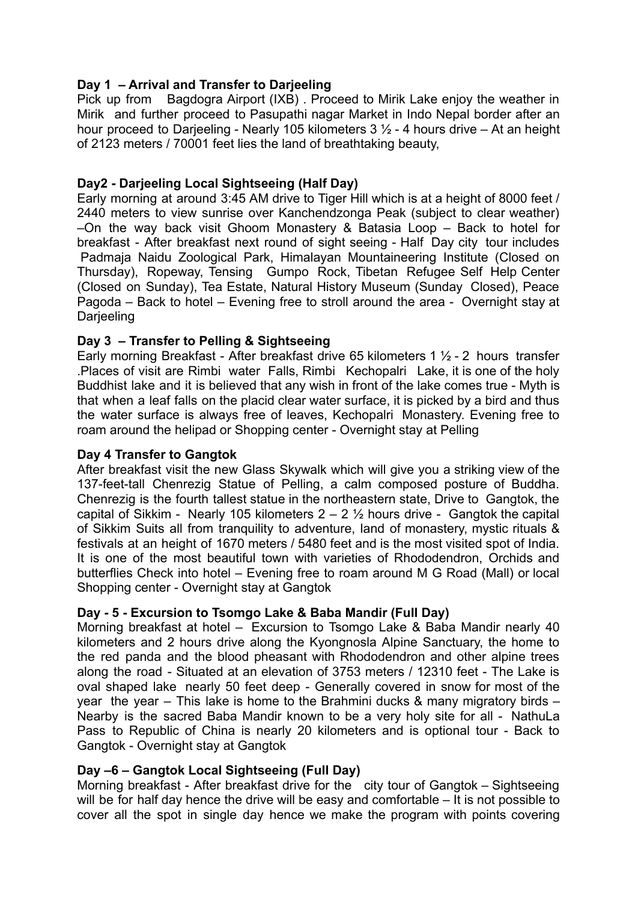**Day 1 – Arrival and Transfer to Darjeeling**

Pick up from Bagdogra Airport (IXB) . Proceed to Mirik Lake enjoy the weather in Mirik and further proceed to Pasupathi nagar Market in Indo Nepal border after an hour proceed to Darjeeling - Nearly 105 kilometers 3 ½ - 4 hours drive – At an height of 2123 meters / 70001 feet lies the land of breathtaking beauty,

**Day2 - Darjeeling Local Sightseeing (Half Day)**

Early morning at around 3:45 AM drive to Tiger Hill which is at a height of 8000 feet / 2440 meters to view sunrise over Kanchendzonga Peak (subject to clear weather) –On the way back visit Ghoom Monastery & Batasia Loop – Back to hotel for breakfast - After breakfast next round of sight seeing - Half Day city tour includes Padmaja Naidu Zoological Park, Himalayan Mountaineering Institute (Closed on Thursday), Ropeway, Tensing Gumpo Rock, Tibetan Refugee Self Help Center (Closed on Sunday), Tea Estate, Natural History Museum (Sunday Closed), Peace Pagoda – Back to hotel – Evening free to stroll around the area - Overnight stay at Darjeeling

**Day 3 – Transfer to Pelling & Sightseeing**

Early morning Breakfast - After breakfast drive 65 kilometers 1 ½ - 2 hours transfer .Places of visit are Rimbi water Falls, Rimbi Kechopalri Lake, it is one of the holy Buddhist lake and it is believed that any wish in front of the lake comes true - Myth is that when a leaf falls on the placid clear water surface, it is picked by a bird and thus the water surface is always free of leaves, Kechopalri Monastery. Evening free to roam around the helipad or Shopping center - Overnight stay at Pelling

**Day 4 Transfer to Gangtok**

After breakfast visit the new Glass Skywalk which will give you a striking view of the 137-feet-tall Chenrezig Statue of Pelling, a calm composed posture of Buddha. Chenrezig is the fourth tallest statue in the northeastern state, Drive to Gangtok, the capital of Sikkim - Nearly 105 kilometers 2 – 2 ½ hours drive - Gangtok the capital of Sikkim Suits all from tranquility to adventure, land of monastery, mystic rituals & festivals at an height of 1670 meters / 5480 feet and is the most visited spot of India. It is one of the most beautiful town with varieties of Rhododendron, Orchids and butterflies Check into hotel – Evening free to roam around M G Road (Mall) or local Shopping center - Overnight stay at Gangtok

**Day - 5 - Excursion to Tsomgo Lake & Baba Mandir (Full Day)**

Morning breakfast at hotel – Excursion to Tsomgo Lake & Baba Mandir nearly 40 kilometers and 2 hours drive along the Kyongnosla Alpine Sanctuary, the home to the red panda and the blood pheasant with Rhododendron and other alpine trees along the road - Situated at an elevation of 3753 meters / 12310 feet - The Lake is oval shaped lake nearly 50 feet deep - Generally covered in snow for most of the year the year – This lake is home to the Brahmini ducks & many migratory birds – Nearby is the sacred Baba Mandir known to be a very holy site for all - NathuLa Pass to Republic of China is nearly 20 kilometers and is optional tour - Back to Gangtok - Overnight stay at Gangtok

**Day –6 – Gangtok Local Sightseeing (Full Day)**

Morning breakfast - After breakfast drive for the city tour of Gangtok – Sightseeing will be for half day hence the drive will be easy and comfortable – It is not possible to cover all the spot in single day hence we make the program with points covering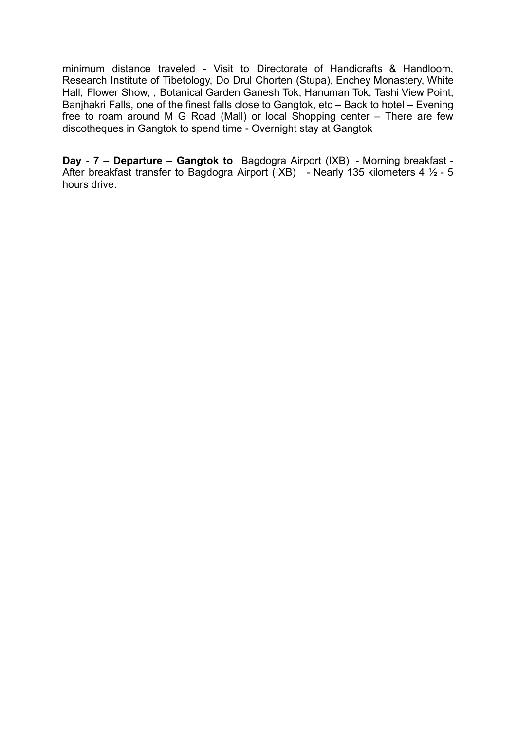minimum distance traveled - Visit to Directorate of Handicrafts & Handloom, Research Institute of Tibetology, Do Drul Chorten (Stupa), Enchey Monastery, White Hall, Flower Show, , Botanical Garden Ganesh Tok, Hanuman Tok, Tashi View Point, Banjhakri Falls, one of the finest falls close to Gangtok, etc – Back to hotel – Evening free to roam around M G Road (Mall) or local Shopping center – There are few discotheques in Gangtok to spend time - Overnight stay at Gangtok

**Day - 7 – Departure – Gangtok to** Bagdogra Airport (IXB) - Morning breakfast - After breakfast transfer to Bagdogra Airport (IXB) - Nearly 135 kilometers 4 ½ - 5 hours drive.